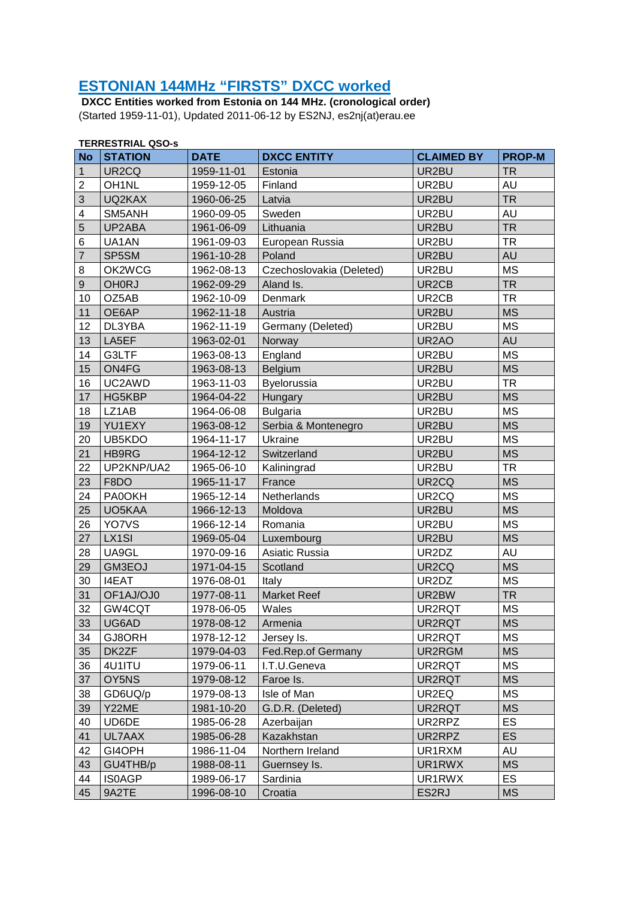# ESTONIAN 144MHz "FIRSTS" DXCC worked

**DXCC Entities worked from Estonia on 144 MHz. (cronological order)**

(Started 1959-11-01), Updated 2011-06-12 by ES2NJ, es2nj(at)erau.ee

**TERRESTRIAL QSO-s**

| No | STATION | DATE | DXCC ENTITY | CLAIMED BY | PROP-M |
|---|---|---|---|---|---|
| 1 | UR2CQ | 1959-11-01 | Estonia | UR2BU | TR |
| 2 | OH1NL | 1959-12-05 | Finland | UR2BU | AU |
| 3 | UQ2KAX | 1960-06-25 | Latvia | UR2BU | TR |
| 4 | SM5ANH | 1960-09-05 | Sweden | UR2BU | AU |
| 5 | UP2ABA | 1961-06-09 | Lithuania | UR2BU | TR |
| 6 | UA1AN | 1961-09-03 | European Russia | UR2BU | TR |
| 7 | SP5SM | 1961-10-28 | Poland | UR2BU | AU |
| 8 | OK2WCG | 1962-08-13 | Czechoslovakia (Deleted) | UR2BU | MS |
| 9 | OH0RJ | 1962-09-29 | Aland Is. | UR2CB | TR |
| 10 | OZ5AB | 1962-10-09 | Denmark | UR2CB | TR |
| 11 | OE6AP | 1962-11-18 | Austria | UR2BU | MS |
| 12 | DL3YBA | 1962-11-19 | Germany (Deleted) | UR2BU | MS |
| 13 | LA5EF | 1963-02-01 | Norway | UR2AO | AU |
| 14 | G3LTF | 1963-08-13 | England | UR2BU | MS |
| 15 | ON4FG | 1963-08-13 | Belgium | UR2BU | MS |
| 16 | UC2AWD | 1963-11-03 | Byelorussia | UR2BU | TR |
| 17 | HG5KBP | 1964-04-22 | Hungary | UR2BU | MS |
| 18 | LZ1AB | 1964-06-08 | Bulgaria | UR2BU | MS |
| 19 | YU1EXY | 1963-08-12 | Serbia & Montenegro | UR2BU | MS |
| 20 | UB5KDO | 1964-11-17 | Ukraine | UR2BU | MS |
| 21 | HB9RG | 1964-12-12 | Switzerland | UR2BU | MS |
| 22 | UP2KNP/UA2 | 1965-06-10 | Kaliningrad | UR2BU | TR |
| 23 | F8DO | 1965-11-17 | France | UR2CQ | MS |
| 24 | PA0OKH | 1965-12-14 | Netherlands | UR2CQ | MS |
| 25 | UO5KAA | 1966-12-13 | Moldova | UR2BU | MS |
| 26 | YO7VS | 1966-12-14 | Romania | UR2BU | MS |
| 27 | LX1SI | 1969-05-04 | Luxembourg | UR2BU | MS |
| 28 | UA9GL | 1970-09-16 | Asiatic Russia | UR2DZ | AU |
| 29 | GM3EOJ | 1971-04-15 | Scotland | UR2CQ | MS |
| 30 | I4EAT | 1976-08-01 | Italy | UR2DZ | MS |
| 31 | OF1AJ/OJ0 | 1977-08-11 | Market Reef | UR2BW | TR |
| 32 | GW4CQT | 1978-06-05 | Wales | UR2RQT | MS |
| 33 | UG6AD | 1978-08-12 | Armenia | UR2RQT | MS |
| 34 | GJ8ORH | 1978-12-12 | Jersey Is. | UR2RQT | MS |
| 35 | DK2ZF | 1979-04-03 | Fed.Rep.of Germany | UR2RGM | MS |
| 36 | 4U1ITU | 1979-06-11 | I.T.U.Geneva | UR2RQT | MS |
| 37 | OY5NS | 1979-08-12 | Faroe Is. | UR2RQT | MS |
| 38 | GD6UQ/p | 1979-08-13 | Isle of Man | UR2EQ | MS |
| 39 | Y22ME | 1981-10-20 | G.D.R. (Deleted) | UR2RQT | MS |
| 40 | UD6DE | 1985-06-28 | Azerbaijan | UR2RPZ | ES |
| 41 | UL7AAX | 1985-06-28 | Kazakhstan | UR2RPZ | ES |
| 42 | GI4OPH | 1986-11-04 | Northern Ireland | UR1RXM | AU |
| 43 | GU4THB/p | 1988-08-11 | Guernsey Is. | UR1RWX | MS |
| 44 | IS0AGP | 1989-06-17 | Sardinia | UR1RWX | ES |
| 45 | 9A2TE | 1996-08-10 | Croatia | ES2RJ | MS |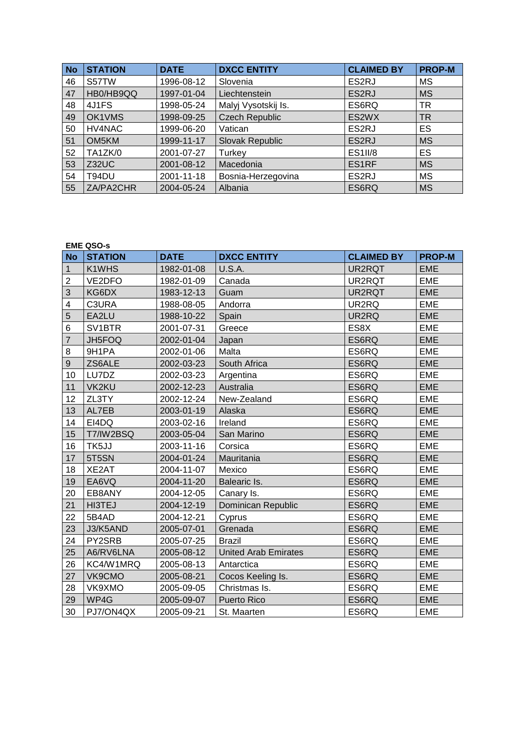| No | STATION | DATE | DXCC ENTITY | CLAIMED BY | PROP-M |
|---|---|---|---|---|---|
| 46 | S57TW | 1996-08-12 | Slovenia | ES2RJ | MS |
| 47 | HB0/HB9QQ | 1997-01-04 | Liechtenstein | ES2RJ | MS |
| 48 | 4J1FS | 1998-05-24 | Malyj Vysotskij Is. | ES6RQ | TR |
| 49 | OK1VMS | 1998-09-25 | Czech Republic | ES2WX | TR |
| 50 | HV4NAC | 1999-06-20 | Vatican | ES2RJ | ES |
| 51 | OM5KM | 1999-11-17 | Slovak Republic | ES2RJ | MS |
| 52 | TA1ZK/0 | 2001-07-27 | Turkey | ES1II/8 | ES |
| 53 | Z32UC | 2001-08-12 | Macedonia | ES1RF | MS |
| 54 | T94DU | 2001-11-18 | Bosnia-Herzegovina | ES2RJ | MS |
| 55 | ZA/PA2CHR | 2004-05-24 | Albania | ES6RQ | MS |

**EME QSO-s**

| No | STATION | DATE | DXCC ENTITY | CLAIMED BY | PROP-M |
|---|---|---|---|---|---|
| 1 | K1WHS | 1982-01-08 | U.S.A. | UR2RQT | EME |
| 2 | VE2DFO | 1982-01-09 | Canada | UR2RQT | EME |
| 3 | KG6DX | 1983-12-13 | Guam | UR2RQT | EME |
| 4 | C3URA | 1988-08-05 | Andorra | UR2RQ | EME |
| 5 | EA2LU | 1988-10-22 | Spain | UR2RQ | EME |
| 6 | SV1BTR | 2001-07-31 | Greece | ES8X | EME |
| 7 | JH5FOQ | 2002-01-04 | Japan | ES6RQ | EME |
| 8 | 9H1PA | 2002-01-06 | Malta | ES6RQ | EME |
| 9 | ZS6ALE | 2002-03-23 | South Africa | ES6RQ | EME |
| 10 | LU7DZ | 2002-03-23 | Argentina | ES6RQ | EME |
| 11 | VK2KU | 2002-12-23 | Australia | ES6RQ | EME |
| 12 | ZL3TY | 2002-12-24 | New-Zealand | ES6RQ | EME |
| 13 | AL7EB | 2003-01-19 | Alaska | ES6RQ | EME |
| 14 | EI4DQ | 2003-02-16 | Ireland | ES6RQ | EME |
| 15 | T7/IW2BSQ | 2003-05-04 | San Marino | ES6RQ | EME |
| 16 | TK5JJ | 2003-11-16 | Corsica | ES6RQ | EME |
| 17 | 5T5SN | 2004-01-24 | Mauritania | ES6RQ | EME |
| 18 | XE2AT | 2004-11-07 | Mexico | ES6RQ | EME |
| 19 | EA6VQ | 2004-11-20 | Balearic Is. | ES6RQ | EME |
| 20 | EB8ANY | 2004-12-05 | Canary Is. | ES6RQ | EME |
| 21 | HI3TEJ | 2004-12-19 | Dominican Republic | ES6RQ | EME |
| 22 | 5B4AD | 2004-12-21 | Cyprus | ES6RQ | EME |
| 23 | J3/K5AND | 2005-07-01 | Grenada | ES6RQ | EME |
| 24 | PY2SRB | 2005-07-25 | Brazil | ES6RQ | EME |
| 25 | A6/RV6LNA | 2005-08-12 | United Arab Emirates | ES6RQ | EME |
| 26 | KC4/W1MRQ | 2005-08-13 | Antarctica | ES6RQ | EME |
| 27 | VK9CMO | 2005-08-21 | Cocos Keeling Is. | ES6RQ | EME |
| 28 | VK9XMO | 2005-09-05 | Christmas Is. | ES6RQ | EME |
| 29 | WP4G | 2005-09-07 | Puerto Rico | ES6RQ | EME |
| 30 | PJ7/ON4QX | 2005-09-21 | St. Maarten | ES6RQ | EME |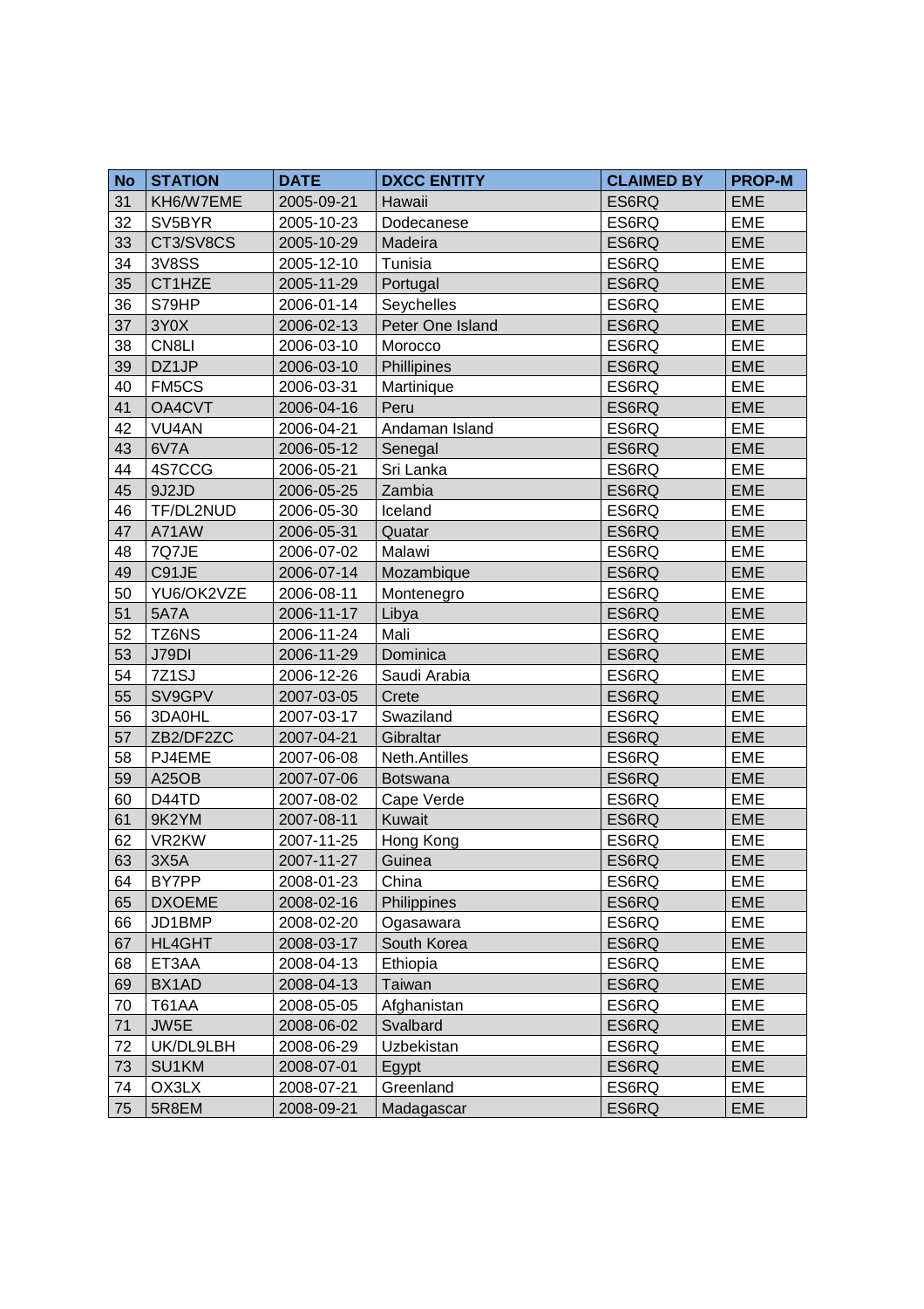| No | STATION | DATE | DXCC ENTITY | CLAIMED BY | PROP-M |
|---|---|---|---|---|---|
| 31 | KH6/W7EME | 2005-09-21 | Hawaii | ES6RQ | EME |
| 32 | SV5BYR | 2005-10-23 | Dodecanese | ES6RQ | EME |
| 33 | CT3/SV8CS | 2005-10-29 | Madeira | ES6RQ | EME |
| 34 | 3V8SS | 2005-12-10 | Tunisia | ES6RQ | EME |
| 35 | CT1HZE | 2005-11-29 | Portugal | ES6RQ | EME |
| 36 | S79HP | 2006-01-14 | Seychelles | ES6RQ | EME |
| 37 | 3Y0X | 2006-02-13 | Peter One Island | ES6RQ | EME |
| 38 | CN8LI | 2006-03-10 | Morocco | ES6RQ | EME |
| 39 | DZ1JP | 2006-03-10 | Phillipines | ES6RQ | EME |
| 40 | FM5CS | 2006-03-31 | Martinique | ES6RQ | EME |
| 41 | OA4CVT | 2006-04-16 | Peru | ES6RQ | EME |
| 42 | VU4AN | 2006-04-21 | Andaman Island | ES6RQ | EME |
| 43 | 6V7A | 2006-05-12 | Senegal | ES6RQ | EME |
| 44 | 4S7CCG | 2006-05-21 | Sri Lanka | ES6RQ | EME |
| 45 | 9J2JD | 2006-05-25 | Zambia | ES6RQ | EME |
| 46 | TF/DL2NUD | 2006-05-30 | Iceland | ES6RQ | EME |
| 47 | A71AW | 2006-05-31 | Quatar | ES6RQ | EME |
| 48 | 7Q7JE | 2006-07-02 | Malawi | ES6RQ | EME |
| 49 | C91JE | 2006-07-14 | Mozambique | ES6RQ | EME |
| 50 | YU6/OK2VZE | 2006-08-11 | Montenegro | ES6RQ | EME |
| 51 | 5A7A | 2006-11-17 | Libya | ES6RQ | EME |
| 52 | TZ6NS | 2006-11-24 | Mali | ES6RQ | EME |
| 53 | J79DI | 2006-11-29 | Dominica | ES6RQ | EME |
| 54 | 7Z1SJ | 2006-12-26 | Saudi Arabia | ES6RQ | EME |
| 55 | SV9GPV | 2007-03-05 | Crete | ES6RQ | EME |
| 56 | 3DA0HL | 2007-03-17 | Swaziland | ES6RQ | EME |
| 57 | ZB2/DF2ZC | 2007-04-21 | Gibraltar | ES6RQ | EME |
| 58 | PJ4EME | 2007-06-08 | Neth.Antilles | ES6RQ | EME |
| 59 | A25OB | 2007-07-06 | Botswana | ES6RQ | EME |
| 60 | D44TD | 2007-08-02 | Cape Verde | ES6RQ | EME |
| 61 | 9K2YM | 2007-08-11 | Kuwait | ES6RQ | EME |
| 62 | VR2KW | 2007-11-25 | Hong Kong | ES6RQ | EME |
| 63 | 3X5A | 2007-11-27 | Guinea | ES6RQ | EME |
| 64 | BY7PP | 2008-01-23 | China | ES6RQ | EME |
| 65 | DXOEME | 2008-02-16 | Philippines | ES6RQ | EME |
| 66 | JD1BMP | 2008-02-20 | Ogasawara | ES6RQ | EME |
| 67 | HL4GHT | 2008-03-17 | South Korea | ES6RQ | EME |
| 68 | ET3AA | 2008-04-13 | Ethiopia | ES6RQ | EME |
| 69 | BX1AD | 2008-04-13 | Taiwan | ES6RQ | EME |
| 70 | T61AA | 2008-05-05 | Afghanistan | ES6RQ | EME |
| 71 | JW5E | 2008-06-02 | Svalbard | ES6RQ | EME |
| 72 | UK/DL9LBH | 2008-06-29 | Uzbekistan | ES6RQ | EME |
| 73 | SU1KM | 2008-07-01 | Egypt | ES6RQ | EME |
| 74 | OX3LX | 2008-07-21 | Greenland | ES6RQ | EME |
| 75 | 5R8EM | 2008-09-21 | Madagascar | ES6RQ | EME |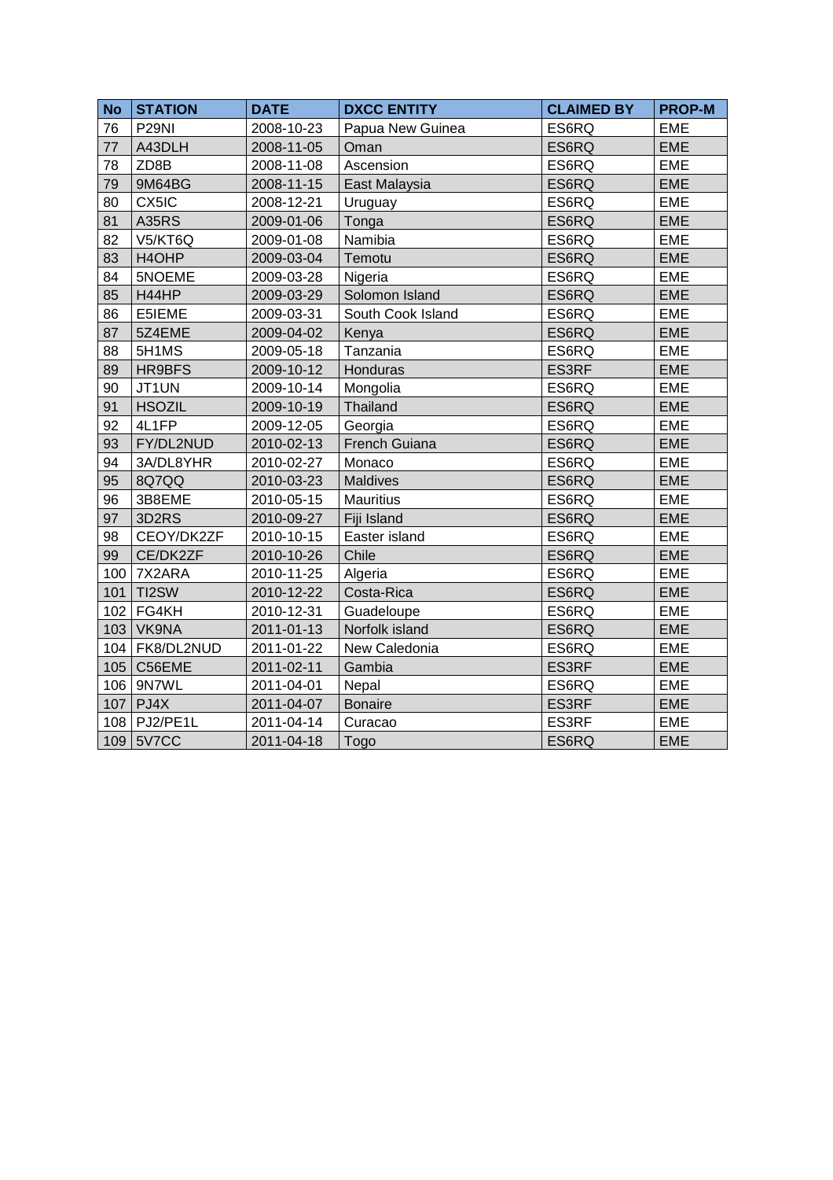| No | STATION | DATE | DXCC ENTITY | CLAIMED BY | PROP-M |
|---|---|---|---|---|---|
| 76 | P29NI | 2008-10-23 | Papua New Guinea | ES6RQ | EME |
| 77 | A43DLH | 2008-11-05 | Oman | ES6RQ | EME |
| 78 | ZD8B | 2008-11-08 | Ascension | ES6RQ | EME |
| 79 | 9M64BG | 2008-11-15 | East Malaysia | ES6RQ | EME |
| 80 | CX5IC | 2008-12-21 | Uruguay | ES6RQ | EME |
| 81 | A35RS | 2009-01-06 | Tonga | ES6RQ | EME |
| 82 | V5/KT6Q | 2009-01-08 | Namibia | ES6RQ | EME |
| 83 | H4OHP | 2009-03-04 | Temotu | ES6RQ | EME |
| 84 | 5NOEME | 2009-03-28 | Nigeria | ES6RQ | EME |
| 85 | H44HP | 2009-03-29 | Solomon Island | ES6RQ | EME |
| 86 | E5IEME | 2009-03-31 | South Cook Island | ES6RQ | EME |
| 87 | 5Z4EME | 2009-04-02 | Kenya | ES6RQ | EME |
| 88 | 5H1MS | 2009-05-18 | Tanzania | ES6RQ | EME |
| 89 | HR9BFS | 2009-10-12 | Honduras | ES3RF | EME |
| 90 | JT1UN | 2009-10-14 | Mongolia | ES6RQ | EME |
| 91 | HSOZIL | 2009-10-19 | Thailand | ES6RQ | EME |
| 92 | 4L1FP | 2009-12-05 | Georgia | ES6RQ | EME |
| 93 | FY/DL2NUD | 2010-02-13 | French Guiana | ES6RQ | EME |
| 94 | 3A/DL8YHR | 2010-02-27 | Monaco | ES6RQ | EME |
| 95 | 8Q7QQ | 2010-03-23 | Maldives | ES6RQ | EME |
| 96 | 3B8EME | 2010-05-15 | Mauritius | ES6RQ | EME |
| 97 | 3D2RS | 2010-09-27 | Fiji Island | ES6RQ | EME |
| 98 | CEOY/DK2ZF | 2010-10-15 | Easter island | ES6RQ | EME |
| 99 | CE/DK2ZF | 2010-10-26 | Chile | ES6RQ | EME |
| 100 | 7X2ARA | 2010-11-25 | Algeria | ES6RQ | EME |
| 101 | TI2SW | 2010-12-22 | Costa-Rica | ES6RQ | EME |
| 102 | FG4KH | 2010-12-31 | Guadeloupe | ES6RQ | EME |
| 103 | VK9NA | 2011-01-13 | Norfolk island | ES6RQ | EME |
| 104 | FK8/DL2NUD | 2011-01-22 | New Caledonia | ES6RQ | EME |
| 105 | C56EME | 2011-02-11 | Gambia | ES3RF | EME |
| 106 | 9N7WL | 2011-04-01 | Nepal | ES6RQ | EME |
| 107 | PJ4X | 2011-04-07 | Bonaire | ES3RF | EME |
| 108 | PJ2/PE1L | 2011-04-14 | Curacao | ES3RF | EME |
| 109 | 5V7CC | 2011-04-18 | Togo | ES6RQ | EME |